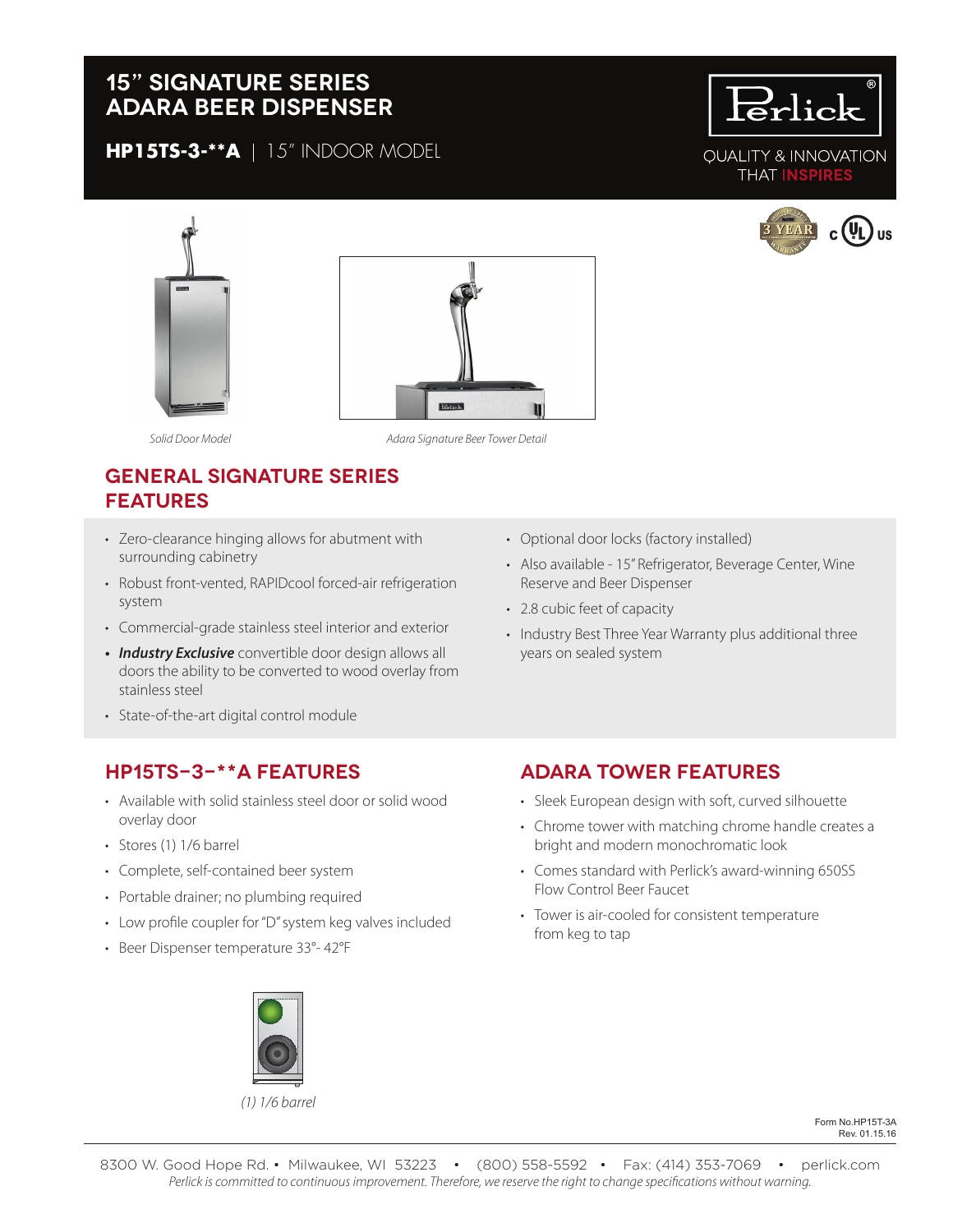# 15" SIGNATURE SERIES ADARA BEER DISPENSER

**HP15TS-3-**A** | 15" INDOOR MODEL

QUALITY & INNOVATION THAT INSPIRES

*Solid Door Model*

*Adara Signature Beer Tower Detail*

## GENERAL SIGNATURE SERIES FEATURES

- Zero-clearance hinging allows for abutment with surrounding cabinetry
- Robust front-vented, RAPIDcool forced-air refrigeration system
- Commercial-grade stainless steel interior and exterior
- ***Industry Exclusive*** convertible door design allows all doors the ability to be converted to wood overlay from stainless steel
- State-of-the-art digital control module
- Optional door locks (factory installed)
- Also available - 15" Refrigerator, Beverage Center, Wine Reserve and Beer Dispenser
- 2.8 cubic feet of capacity
- Industry Best Three Year Warranty plus additional three years on sealed system

## HP15TS–3–**A FEATURES

- Available with solid stainless steel door or solid wood overlay door
- Stores (1) 1/6 barrel
- Complete, self-contained beer system
- Portable drainer; no plumbing required
- Low profile coupler for "D" system keg valves included
- Beer Dispenser temperature 33°- 42°F

*(1) 1/6 barrel*

## ADARA TOWER FEATURES

- Sleek European design with soft, curved silhouette
- Chrome tower with matching chrome handle creates a bright and modern monochromatic look
- Comes standard with Perlick's award-winning 650SS Flow Control Beer Faucet
- Tower is air-cooled for consistent temperature from keg to tap

Form No.HP15T-3A
Rev. 01.15.16

8300 W. Good Hope Rd. • Milwaukee, WI 53223 • (800) 558-5592 • Fax: (414) 353-7069 • perlick.com

*Perlick is committed to continuous improvement. Therefore, we reserve the right to change specifications without warning.*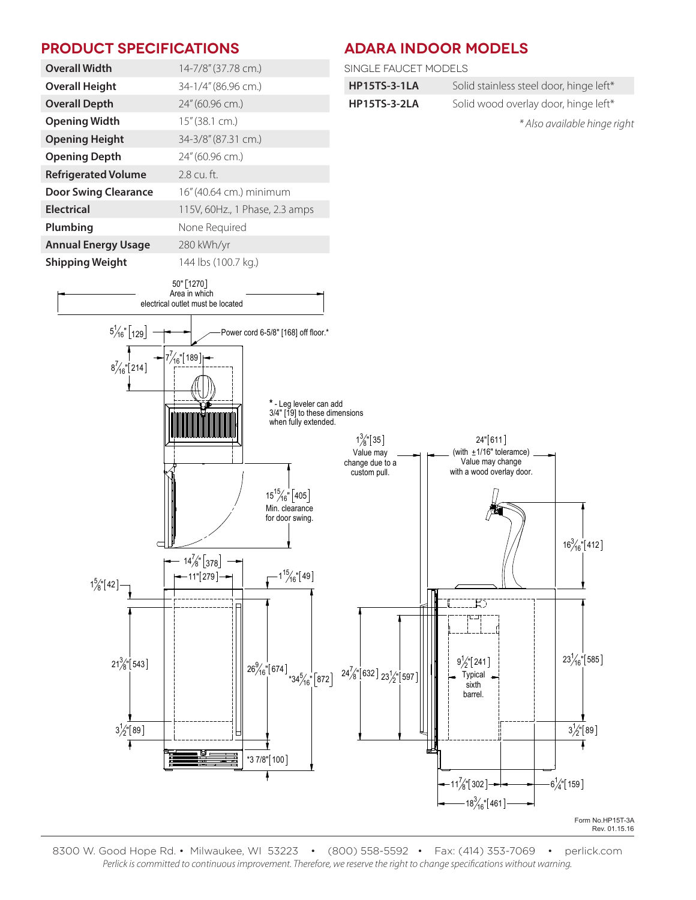## PRODUCT SPECIFICATIONS

| | |
|---|---|
| **Overall Width** | 14-7/8" (37.78 cm.) |
| **Overall Height** | 34-1/4" (86.96 cm.) |
| **Overall Depth** | 24" (60.96 cm.) |
| **Opening Width** | 15" (38.1 cm.) |
| **Opening Height** | 34-3/8" (87.31 cm.) |
| **Opening Depth** | 24" (60.96 cm.) |
| **Refrigerated Volume** | 2.8 cu. ft. |
| **Door Swing Clearance** | 16" (40.64 cm.) minimum |
| **Electrical** | 115V, 60Hz., 1 Phase, 2.3 amps |
| **Plumbing** | None Required |
| **Annual Energy Usage** | 280 kWh/yr |
| **Shipping Weight** | 144 lbs (100.7 kg.) |

## ADARA INDOOR MODELS

SINGLE FAUCET MODELS

| | |
|---|---|
| **HP15TS-3-1LA** | Solid stainless steel door, hinge left* |
| **HP15TS-3-2LA** | Solid wood overlay door, hinge left* |

*\* Also available hinge right*

50" [1270] Area in which electrical outlet must be located

5 1/16" [129]

Power cord 6-5/8" [168] off floor.*

7 7/16" [189]

8 7/16" [214]

\* - Leg leveler can add 3/4" [19] to these dimensions when fully extended.

15 15/16" [405] Min. clearance for door swing.

1 3/8" [35] Value may change due to a custom pull.

24" [611] (with ±1/16" toleramce) Value may change with a wood overlay door.

16 3/16" [412]

14 7/8" [378]

11" [279]

1 15/16" [49]

1 5/8" [42]

21 3/8" [543]

26 9/16" [674]

*34 5/16" [872]

24 7/8" [632]

23 1/2" [597]

9 1/2" [241] Typical sixth barrel.

23 1/16" [585]

3 1/2" [89]

*3 7/8" [100]

3 1/2" [89]

11 7/8" [302]

6 1/4" [159]

18 3/16" [461]

Form No.HP15T-3A
Rev. 01.15.16

8300 W. Good Hope Rd. • Milwaukee, WI 53223 • (800) 558-5592 • Fax: (414) 353-7069 • perlick.com

*Perlick is committed to continuous improvement. Therefore, we reserve the right to change specifications without warning.*